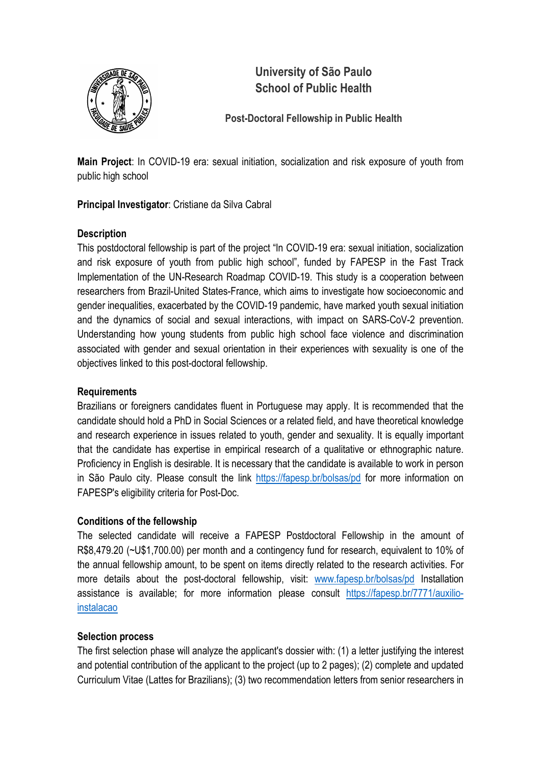# University of São Paulo
# School of Public Health

## Post-Doctoral Fellowship in Public Health

**Main Project**: In COVID-19 era: sexual initiation, socialization and risk exposure of youth from public high school

**Principal Investigator**: Cristiane da Silva Cabral

### Description

This postdoctoral fellowship is part of the project "In COVID-19 era: sexual initiation, socialization and risk exposure of youth from public high school", funded by FAPESP in the Fast Track Implementation of the UN-Research Roadmap COVID-19. This study is a cooperation between researchers from Brazil-United States-France, which aims to investigate how socioeconomic and gender inequalities, exacerbated by the COVID-19 pandemic, have marked youth sexual initiation and the dynamics of social and sexual interactions, with impact on SARS-CoV-2 prevention. Understanding how young students from public high school face violence and discrimination associated with gender and sexual orientation in their experiences with sexuality is one of the objectives linked to this post-doctoral fellowship.

### Requirements

Brazilians or foreigners candidates fluent in Portuguese may apply. It is recommended that the candidate should hold a PhD in Social Sciences or a related field, and have theoretical knowledge and research experience in issues related to youth, gender and sexuality. It is equally important that the candidate has expertise in empirical research of a qualitative or ethnographic nature. Proficiency in English is desirable. It is necessary that the candidate is available to work in person in São Paulo city. Please consult the link https://fapesp.br/bolsas/pd for more information on FAPESP's eligibility criteria for Post-Doc.

### Conditions of the fellowship

The selected candidate will receive a FAPESP Postdoctoral Fellowship in the amount of R$8,479.20 (~U$1,700.00) per month and a contingency fund for research, equivalent to 10% of the annual fellowship amount, to be spent on items directly related to the research activities. For more details about the post-doctoral fellowship, visit: www.fapesp.br/bolsas/pd Installation assistance is available; for more information please consult https://fapesp.br/7771/auxilio-instalacao

### Selection process

The first selection phase will analyze the applicant's dossier with: (1) a letter justifying the interest and potential contribution of the applicant to the project (up to 2 pages); (2) complete and updated Curriculum Vitae (Lattes for Brazilians); (3) two recommendation letters from senior researchers in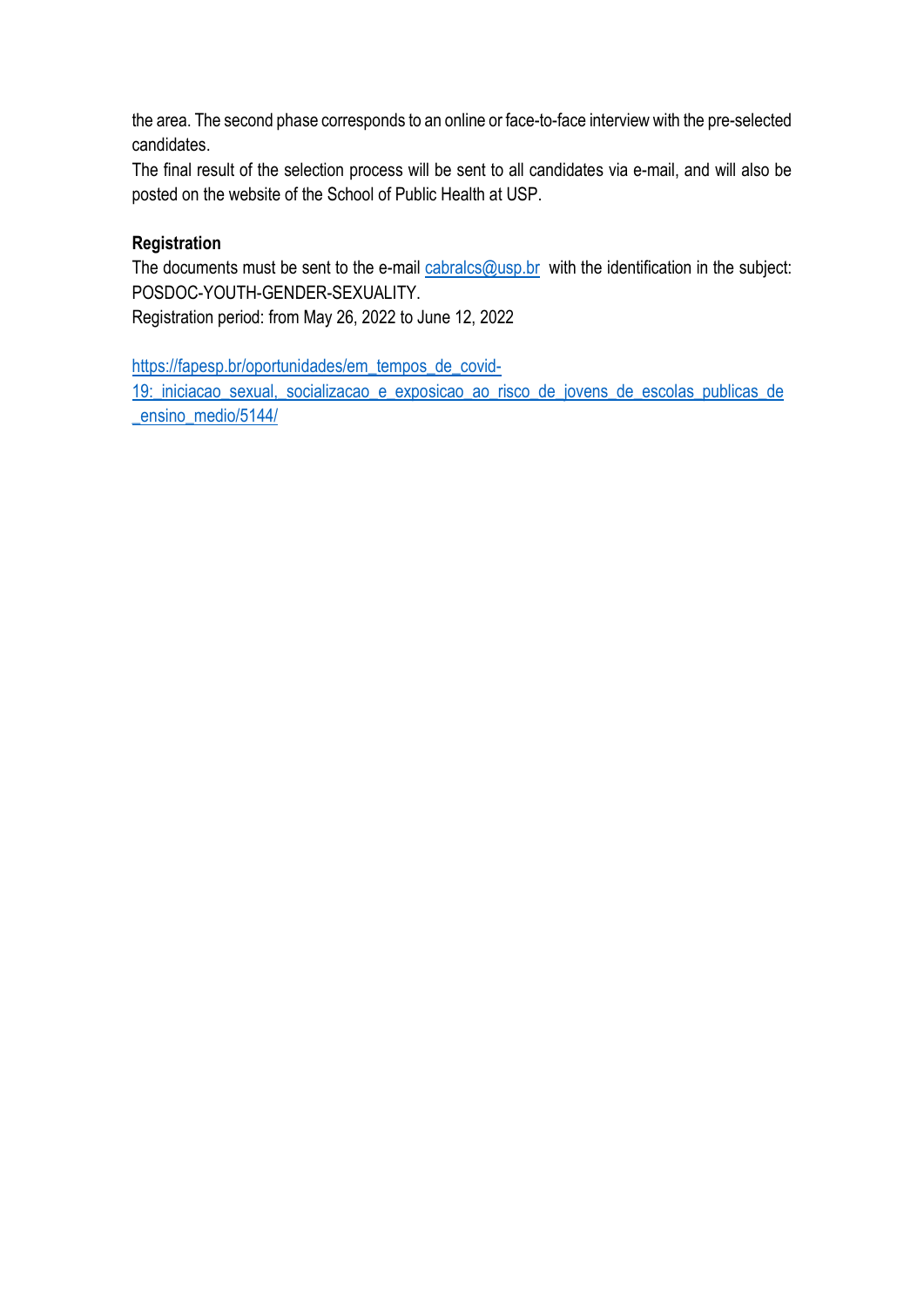the area. The second phase corresponds to an online or face-to-face interview with the pre-selected candidates.

The final result of the selection process will be sent to all candidates via e-mail, and will also be posted on the website of the School of Public Health at USP.

**Registration**

The documents must be sent to the e-mail cabralcs@usp.br with the identification in the subject: POSDOC-YOUTH-GENDER-SEXUALITY.

Registration period: from May 26, 2022 to June 12, 2022

https://fapesp.br/oportunidades/em_tempos_de_covid-19:_iniciacao_sexual,_socializacao_e_exposicao_ao_risco_de_jovens_de_escolas_publicas_de_ensino_medio/5144/